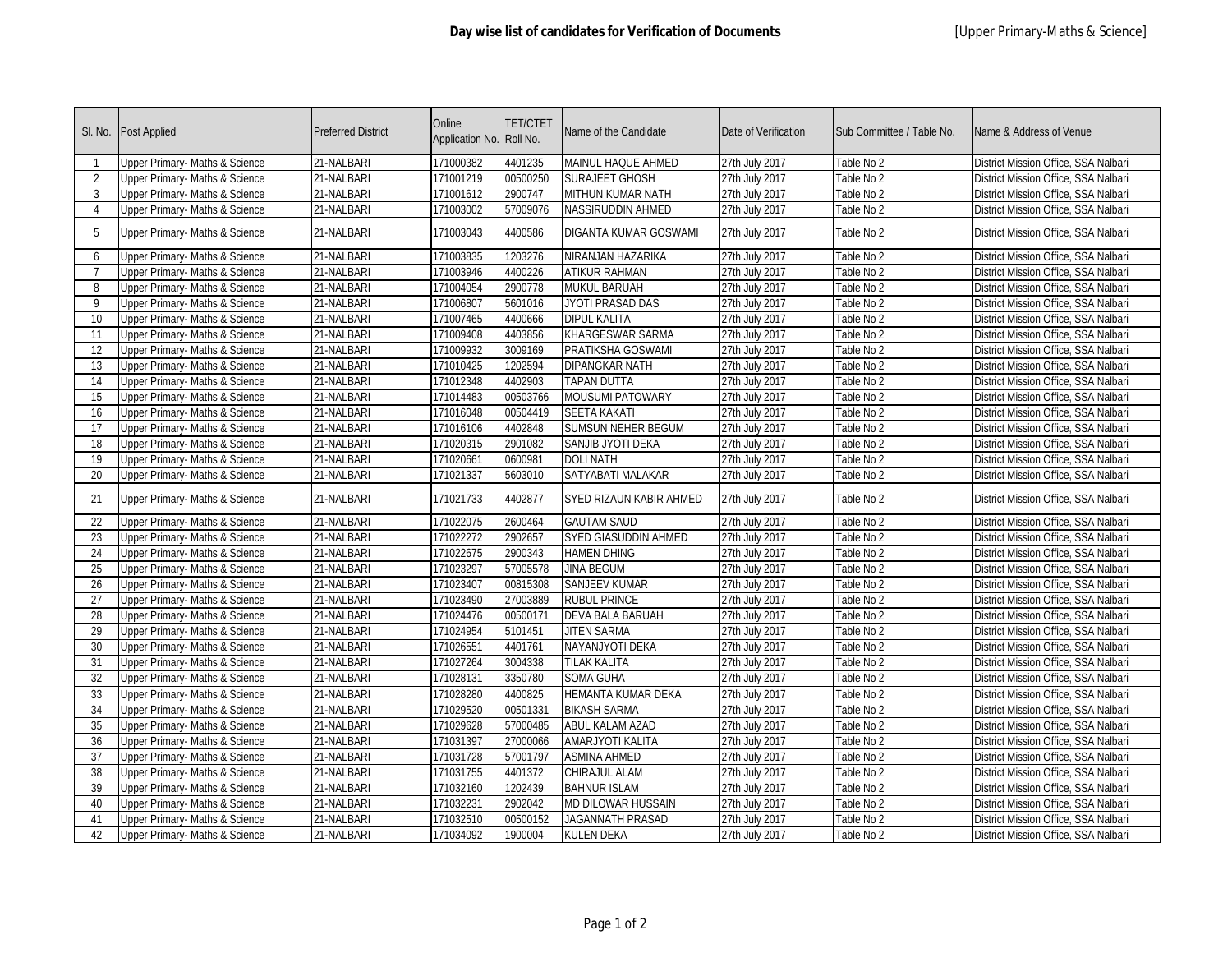# Day wise list of candidates for Verification of Documents

[Upper Primary-Maths & Science]

| Sl. No. | Post Applied | Preferred District | Online Application No. | TET/CTET Roll No. | Name of the Candidate | Date of Verification | Sub Committee / Table No. | Name & Address of Venue |
|---|---|---|---|---|---|---|---|---|
| 1 | Upper Primary- Maths & Science | 21-NALBARI | 171000382 | 4401235 | MAINUL HAQUE AHMED | 27th July 2017 | Table No 2 | District Mission Office, SSA Nalbari |
| 2 | Upper Primary- Maths & Science | 21-NALBARI | 171001219 | 00500250 | SURAJEET GHOSH | 27th July 2017 | Table No 2 | District Mission Office, SSA Nalbari |
| 3 | Upper Primary- Maths & Science | 21-NALBARI | 171001612 | 2900747 | MITHUN KUMAR NATH | 27th July 2017 | Table No 2 | District Mission Office, SSA Nalbari |
| 4 | Upper Primary- Maths & Science | 21-NALBARI | 171003002 | 57009076 | NASSIRUDDIN AHMED | 27th July 2017 | Table No 2 | District Mission Office, SSA Nalbari |
| 5 | Upper Primary- Maths & Science | 21-NALBARI | 171003043 | 4400586 | DIGANTA KUMAR GOSWAMI | 27th July 2017 | Table No 2 | District Mission Office, SSA Nalbari |
| 6 | Upper Primary- Maths & Science | 21-NALBARI | 171003835 | 1203276 | NIRANJAN HAZARIKA | 27th July 2017 | Table No 2 | District Mission Office, SSA Nalbari |
| 7 | Upper Primary- Maths & Science | 21-NALBARI | 171003946 | 4400226 | ATIKUR RAHMAN | 27th July 2017 | Table No 2 | District Mission Office, SSA Nalbari |
| 8 | Upper Primary- Maths & Science | 21-NALBARI | 171004054 | 2900778 | MUKUL BARUAH | 27th July 2017 | Table No 2 | District Mission Office, SSA Nalbari |
| 9 | Upper Primary- Maths & Science | 21-NALBARI | 171006807 | 5601016 | JYOTI PRASAD DAS | 27th July 2017 | Table No 2 | District Mission Office, SSA Nalbari |
| 10 | Upper Primary- Maths & Science | 21-NALBARI | 171007465 | 4400666 | DIPUL KALITA | 27th July 2017 | Table No 2 | District Mission Office, SSA Nalbari |
| 11 | Upper Primary- Maths & Science | 21-NALBARI | 171009408 | 4403856 | KHARGESWAR SARMA | 27th July 2017 | Table No 2 | District Mission Office, SSA Nalbari |
| 12 | Upper Primary- Maths & Science | 21-NALBARI | 171009932 | 3009169 | PRATIKSHA GOSWAMI | 27th July 2017 | Table No 2 | District Mission Office, SSA Nalbari |
| 13 | Upper Primary- Maths & Science | 21-NALBARI | 171010425 | 1202594 | DIPANGKAR NATH | 27th July 2017 | Table No 2 | District Mission Office, SSA Nalbari |
| 14 | Upper Primary- Maths & Science | 21-NALBARI | 171012348 | 4402903 | TAPAN DUTTA | 27th July 2017 | Table No 2 | District Mission Office, SSA Nalbari |
| 15 | Upper Primary- Maths & Science | 21-NALBARI | 171014483 | 00503766 | MOUSUMI PATOWARY | 27th July 2017 | Table No 2 | District Mission Office, SSA Nalbari |
| 16 | Upper Primary- Maths & Science | 21-NALBARI | 171016048 | 00504419 | SEETA KAKATI | 27th July 2017 | Table No 2 | District Mission Office, SSA Nalbari |
| 17 | Upper Primary- Maths & Science | 21-NALBARI | 171016106 | 4402848 | SUMSUN NEHER BEGUM | 27th July 2017 | Table No 2 | District Mission Office, SSA Nalbari |
| 18 | Upper Primary- Maths & Science | 21-NALBARI | 171020315 | 2901082 | SANJIB JYOTI DEKA | 27th July 2017 | Table No 2 | District Mission Office, SSA Nalbari |
| 19 | Upper Primary- Maths & Science | 21-NALBARI | 171020661 | 0600981 | DOLI NATH | 27th July 2017 | Table No 2 | District Mission Office, SSA Nalbari |
| 20 | Upper Primary- Maths & Science | 21-NALBARI | 171021337 | 5603010 | SATYABATI MALAKAR | 27th July 2017 | Table No 2 | District Mission Office, SSA Nalbari |
| 21 | Upper Primary- Maths & Science | 21-NALBARI | 171021733 | 4402877 | SYED RIZAUN KABIR AHMED | 27th July 2017 | Table No 2 | District Mission Office, SSA Nalbari |
| 22 | Upper Primary- Maths & Science | 21-NALBARI | 171022075 | 2600464 | GAUTAM SAUD | 27th July 2017 | Table No 2 | District Mission Office, SSA Nalbari |
| 23 | Upper Primary- Maths & Science | 21-NALBARI | 171022272 | 2902657 | SYED GIASUDDIN AHMED | 27th July 2017 | Table No 2 | District Mission Office, SSA Nalbari |
| 24 | Upper Primary- Maths & Science | 21-NALBARI | 171022675 | 2900343 | HAMEN DHING | 27th July 2017 | Table No 2 | District Mission Office, SSA Nalbari |
| 25 | Upper Primary- Maths & Science | 21-NALBARI | 171023297 | 57005578 | JINA BEGUM | 27th July 2017 | Table No 2 | District Mission Office, SSA Nalbari |
| 26 | Upper Primary- Maths & Science | 21-NALBARI | 171023407 | 00815308 | SANJEEV KUMAR | 27th July 2017 | Table No 2 | District Mission Office, SSA Nalbari |
| 27 | Upper Primary- Maths & Science | 21-NALBARI | 171023490 | 27003889 | RUBUL PRINCE | 27th July 2017 | Table No 2 | District Mission Office, SSA Nalbari |
| 28 | Upper Primary- Maths & Science | 21-NALBARI | 171024476 | 00500171 | DEVA BALA BARUAH | 27th July 2017 | Table No 2 | District Mission Office, SSA Nalbari |
| 29 | Upper Primary- Maths & Science | 21-NALBARI | 171024954 | 5101451 | JITEN SARMA | 27th July 2017 | Table No 2 | District Mission Office, SSA Nalbari |
| 30 | Upper Primary- Maths & Science | 21-NALBARI | 171026551 | 4401761 | NAYANJYOTI DEKA | 27th July 2017 | Table No 2 | District Mission Office, SSA Nalbari |
| 31 | Upper Primary- Maths & Science | 21-NALBARI | 171027264 | 3004338 | TILAK KALITA | 27th July 2017 | Table No 2 | District Mission Office, SSA Nalbari |
| 32 | Upper Primary- Maths & Science | 21-NALBARI | 171028131 | 3350780 | SOMA GUHA | 27th July 2017 | Table No 2 | District Mission Office, SSA Nalbari |
| 33 | Upper Primary- Maths & Science | 21-NALBARI | 171028280 | 4400825 | HEMANTA KUMAR DEKA | 27th July 2017 | Table No 2 | District Mission Office, SSA Nalbari |
| 34 | Upper Primary- Maths & Science | 21-NALBARI | 171029520 | 00501331 | BIKASH SARMA | 27th July 2017 | Table No 2 | District Mission Office, SSA Nalbari |
| 35 | Upper Primary- Maths & Science | 21-NALBARI | 171029628 | 57000485 | ABUL KALAM AZAD | 27th July 2017 | Table No 2 | District Mission Office, SSA Nalbari |
| 36 | Upper Primary- Maths & Science | 21-NALBARI | 171031397 | 27000066 | AMARJYOTI KALITA | 27th July 2017 | Table No 2 | District Mission Office, SSA Nalbari |
| 37 | Upper Primary- Maths & Science | 21-NALBARI | 171031728 | 57001797 | ASMINA AHMED | 27th July 2017 | Table No 2 | District Mission Office, SSA Nalbari |
| 38 | Upper Primary- Maths & Science | 21-NALBARI | 171031755 | 4401372 | CHIRAJUL ALAM | 27th July 2017 | Table No 2 | District Mission Office, SSA Nalbari |
| 39 | Upper Primary- Maths & Science | 21-NALBARI | 171032160 | 1202439 | BAHNUR ISLAM | 27th July 2017 | Table No 2 | District Mission Office, SSA Nalbari |
| 40 | Upper Primary- Maths & Science | 21-NALBARI | 171032231 | 2902042 | MD DILOWAR HUSSAIN | 27th July 2017 | Table No 2 | District Mission Office, SSA Nalbari |
| 41 | Upper Primary- Maths & Science | 21-NALBARI | 171032510 | 00500152 | JAGANNATH PRASAD | 27th July 2017 | Table No 2 | District Mission Office, SSA Nalbari |
| 42 | Upper Primary- Maths & Science | 21-NALBARI | 171034092 | 1900004 | KULEN DEKA | 27th July 2017 | Table No 2 | District Mission Office, SSA Nalbari |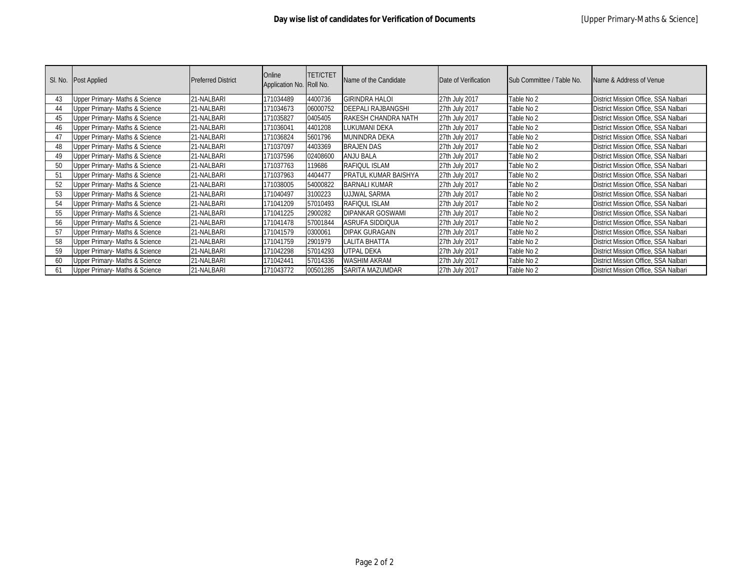**Day wise list of candidates for Verification of Documents** [Upper Primary-Maths & Science]

| Sl. No. | Post Applied | Preferred District | Online Application No. | TET/CTET Roll No. | Name of the Candidate | Date of Verification | Sub Committee / Table No. | Name & Address of Venue |
|---|---|---|---|---|---|---|---|---|
| 43 | Upper Primary- Maths & Science | 21-NALBARI | 171034489 | 4400736 | GIRINDRA HALOI | 27th July 2017 | Table No 2 | District Mission Office, SSA Nalbari |
| 44 | Upper Primary- Maths & Science | 21-NALBARI | 171034673 | 06000752 | DEEPALI RAJBANGSHI | 27th July 2017 | Table No 2 | District Mission Office, SSA Nalbari |
| 45 | Upper Primary- Maths & Science | 21-NALBARI | 171035827 | 0405405 | RAKESH CHANDRA NATH | 27th July 2017 | Table No 2 | District Mission Office, SSA Nalbari |
| 46 | Upper Primary- Maths & Science | 21-NALBARI | 171036041 | 4401208 | LUKUMANI DEKA | 27th July 2017 | Table No 2 | District Mission Office, SSA Nalbari |
| 47 | Upper Primary- Maths & Science | 21-NALBARI | 171036824 | 5601796 | MUNINDRA DEKA | 27th July 2017 | Table No 2 | District Mission Office, SSA Nalbari |
| 48 | Upper Primary- Maths & Science | 21-NALBARI | 171037097 | 4403369 | BRAJEN DAS | 27th July 2017 | Table No 2 | District Mission Office, SSA Nalbari |
| 49 | Upper Primary- Maths & Science | 21-NALBARI | 171037596 | 02408600 | ANJU BALA | 27th July 2017 | Table No 2 | District Mission Office, SSA Nalbari |
| 50 | Upper Primary- Maths & Science | 21-NALBARI | 171037763 | 119686 | RAFIQUL ISLAM | 27th July 2017 | Table No 2 | District Mission Office, SSA Nalbari |
| 51 | Upper Primary- Maths & Science | 21-NALBARI | 171037963 | 4404477 | PRATUL KUMAR BAISHYA | 27th July 2017 | Table No 2 | District Mission Office, SSA Nalbari |
| 52 | Upper Primary- Maths & Science | 21-NALBARI | 171038005 | 54000822 | BARNALI KUMAR | 27th July 2017 | Table No 2 | District Mission Office, SSA Nalbari |
| 53 | Upper Primary- Maths & Science | 21-NALBARI | 171040497 | 3100223 | UJJWAL SARMA | 27th July 2017 | Table No 2 | District Mission Office, SSA Nalbari |
| 54 | Upper Primary- Maths & Science | 21-NALBARI | 171041209 | 57010493 | RAFIQUL ISLAM | 27th July 2017 | Table No 2 | District Mission Office, SSA Nalbari |
| 55 | Upper Primary- Maths & Science | 21-NALBARI | 171041225 | 2900282 | DIPANKAR GOSWAMI | 27th July 2017 | Table No 2 | District Mission Office, SSA Nalbari |
| 56 | Upper Primary- Maths & Science | 21-NALBARI | 171041478 | 57001844 | ASRUFA SIDDIQUA | 27th July 2017 | Table No 2 | District Mission Office, SSA Nalbari |
| 57 | Upper Primary- Maths & Science | 21-NALBARI | 171041579 | 0300061 | DIPAK GURAGAIN | 27th July 2017 | Table No 2 | District Mission Office, SSA Nalbari |
| 58 | Upper Primary- Maths & Science | 21-NALBARI | 171041759 | 2901979 | LALITA BHATTA | 27th July 2017 | Table No 2 | District Mission Office, SSA Nalbari |
| 59 | Upper Primary- Maths & Science | 21-NALBARI | 171042298 | 57014293 | UTPAL DEKA | 27th July 2017 | Table No 2 | District Mission Office, SSA Nalbari |
| 60 | Upper Primary- Maths & Science | 21-NALBARI | 171042441 | 57014336 | WASHIM AKRAM | 27th July 2017 | Table No 2 | District Mission Office, SSA Nalbari |
| 61 | Upper Primary- Maths & Science | 21-NALBARI | 171043772 | 00501285 | SARITA MAZUMDAR | 27th July 2017 | Table No 2 | District Mission Office, SSA Nalbari |